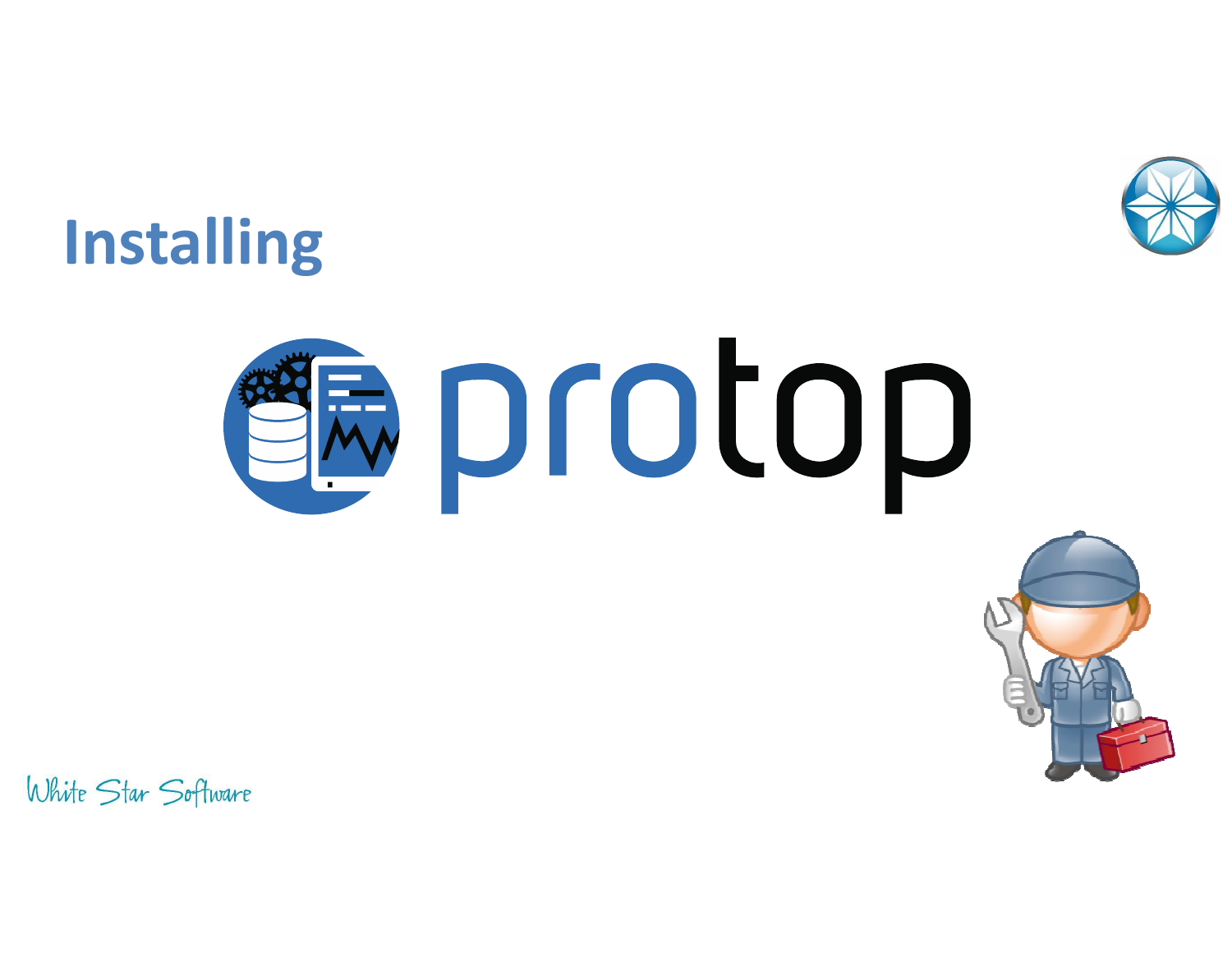# Installing

# protop

White Star Software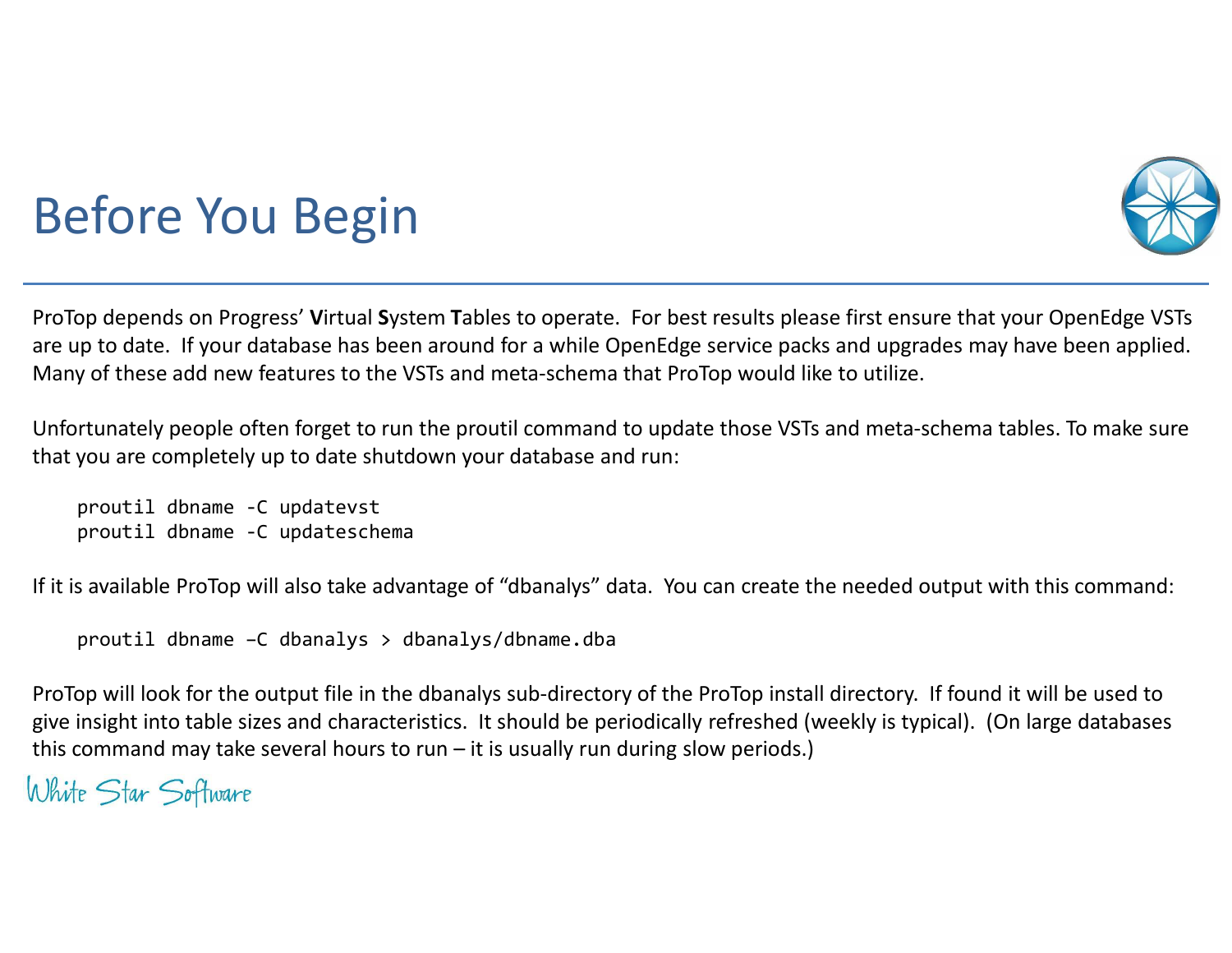# Before You Begin

ProTop depends on Progress' **V**irtual **S**ystem **T**ables to operate. For best results please first ensure that your OpenEdge VSTs are up to date. If your database has been around for a while OpenEdge service packs and upgrades may have been applied. Many of these add new features to the VSTs and meta-schema that ProTop would like to utilize.

Unfortunately people often forget to run the proutil command to update those VSTs and meta-schema tables. To make sure that you are completely up to date shutdown your database and run:

```
proutil dbname -C updatevst
proutil dbname -C updateschema
```

If it is available ProTop will also take advantage of "dbanalys" data. You can create the needed output with this command:

```
proutil dbname –C dbanalys > dbanalys/dbname.dba
```

ProTop will look for the output file in the dbanalys sub-directory of the ProTop install directory. If found it will be used to give insight into table sizes and characteristics. It should be periodically refreshed (weekly is typical). (On large databases this command may take several hours to run – it is usually run during slow periods.)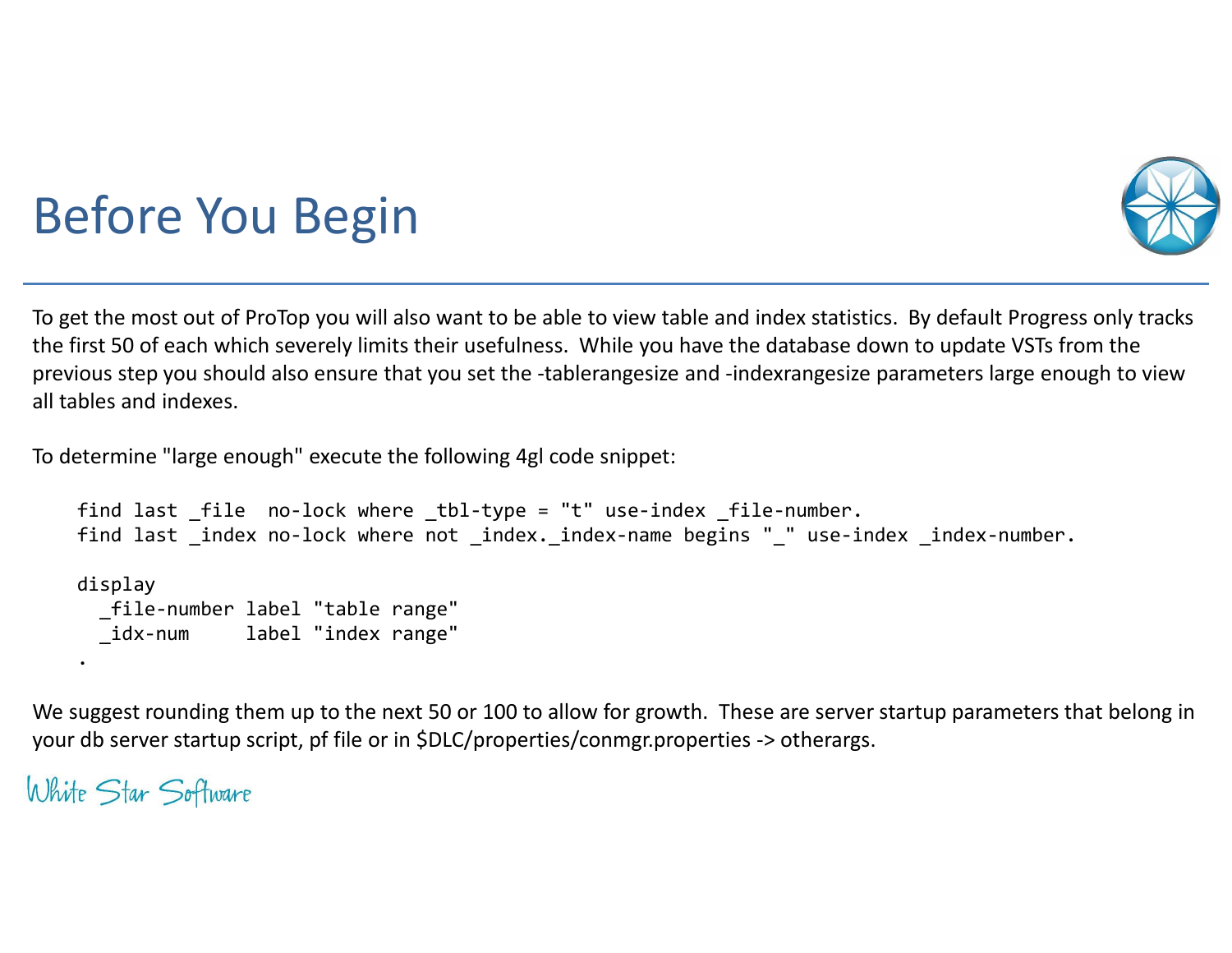# Before You Begin

To get the most out of ProTop you will also want to be able to view table and index statistics. By default Progress only tracks the first 50 of each which severely limits their usefulness. While you have the database down to update VSTs from the previous step you should also ensure that you set the -tablerangesize and -indexrangesize parameters large enough to view all tables and indexes.

To determine "large enough" execute the following 4gl code snippet:

```
find last _file  no-lock where _tbl-type = "t" use-index _file-number.
find last _index no-lock where not _index._index-name begins "_" use-index _index-number.

display
  _file-number label "table range"
  _idx-num     label "index range"
.
```

We suggest rounding them up to the next 50 or 100 to allow for growth. These are server startup parameters that belong in your db server startup script, pf file or in $DLC/properties/conmgr.properties -> otherargs.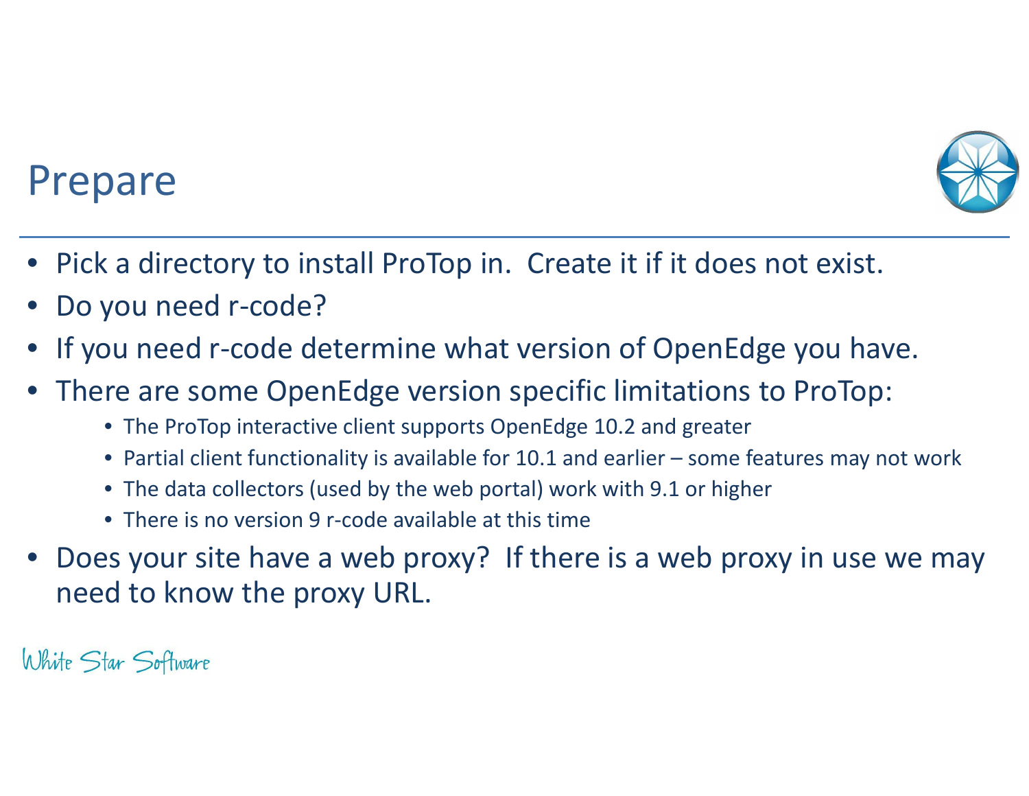# Prepare

- Pick a directory to install ProTop in.  Create it if it does not exist.
- Do you need r-code?
- If you need r-code determine what version of OpenEdge you have.
- There are some OpenEdge version specific limitations to ProTop:
  - The ProTop interactive client supports OpenEdge 10.2 and greater
  - Partial client functionality is available for 10.1 and earlier – some features may not work
  - The data collectors (used by the web portal) work with 9.1 or higher
  - There is no version 9 r-code available at this time
- Does your site have a web proxy?  If there is a web proxy in use we may need to know the proxy URL.

White Star Software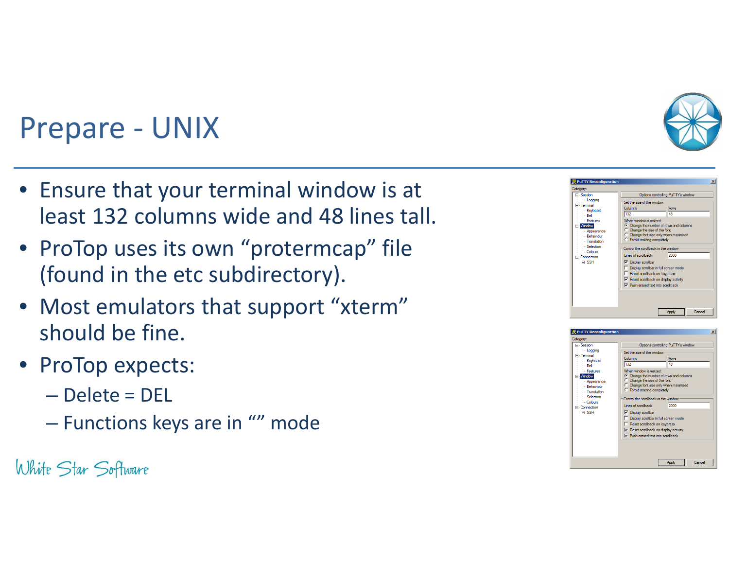# Prepare - UNIX

- Ensure that your terminal window is at least 132 columns wide and 48 lines tall.
- ProTop uses its own "protermcap" file (found in the etc subdirectory).
- Most emulators that support "xterm" should be fine.
- ProTop expects:
  - Delete = DEL
  - Functions keys are in "" mode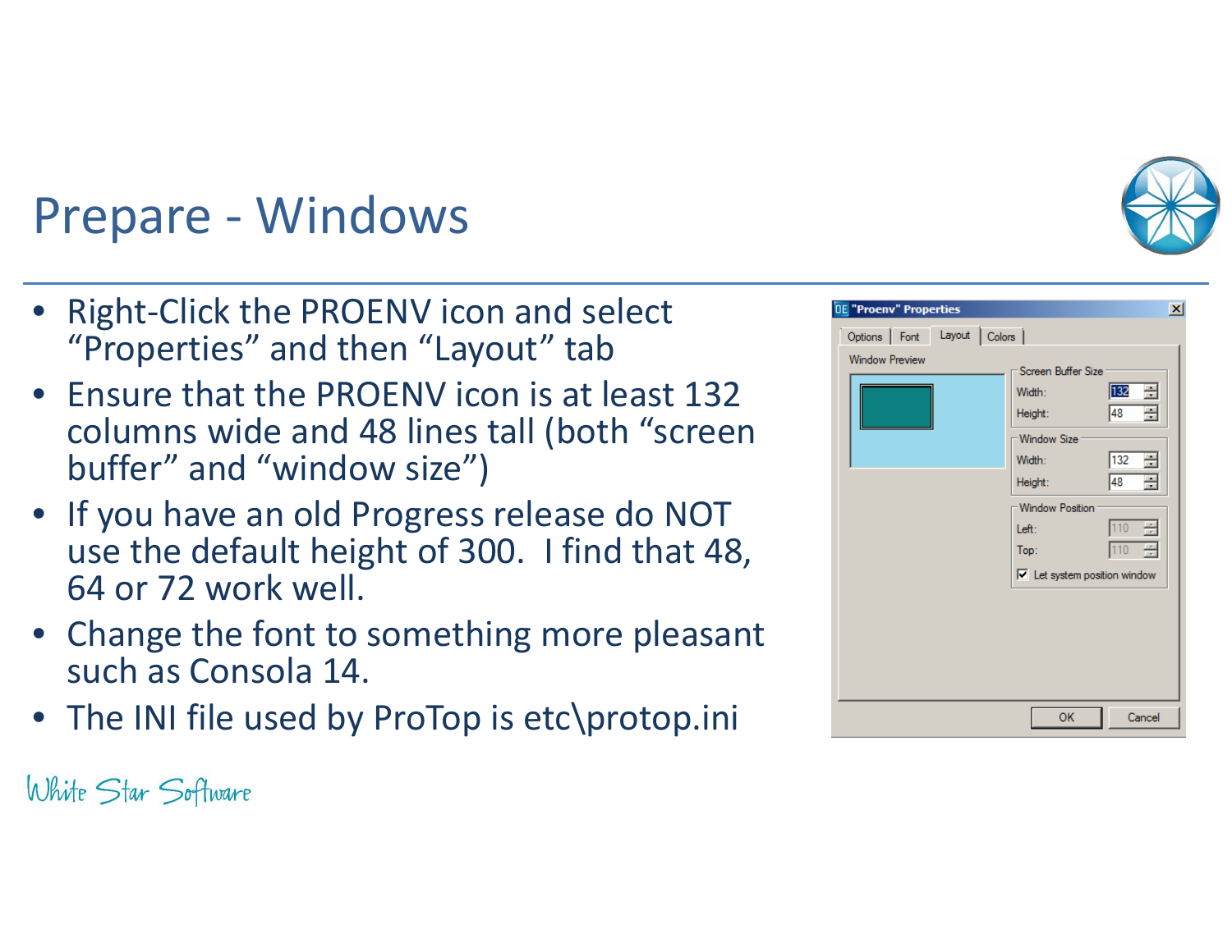# Prepare - Windows

- Right-Click the PROENV icon and select "Properties" and then "Layout" tab
- Ensure that the PROENV icon is at least 132 columns wide and 48 lines tall (both "screen buffer" and "window size")
- If you have an old Progress release do NOT use the default height of 300. I find that 48, 64 or 72 work well.
- Change the font to something more pleasant such as Consola 14.
- The INI file used by ProTop is etc\protop.ini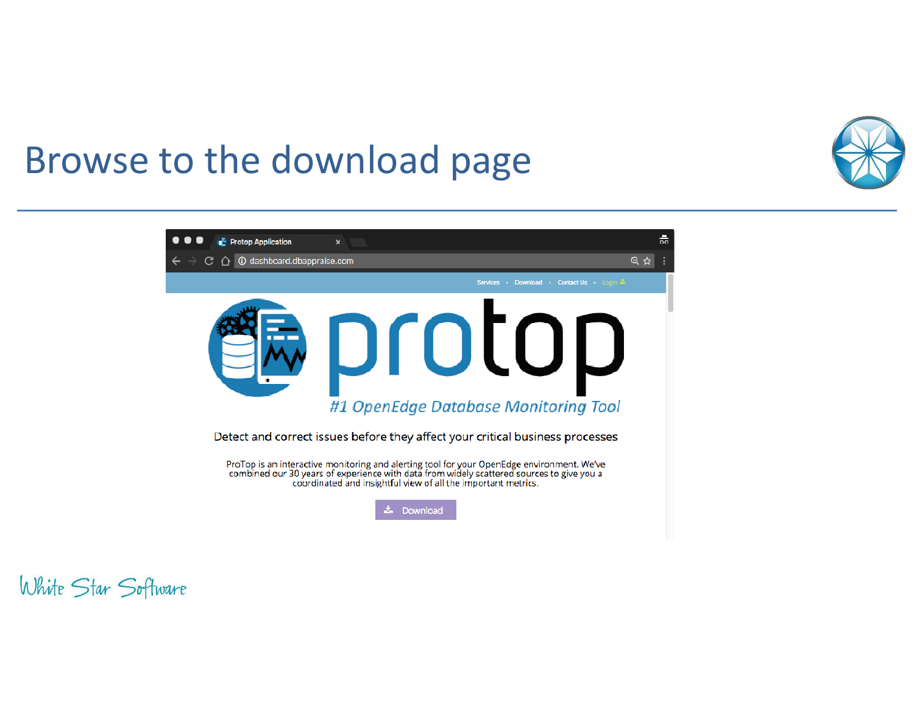# Browse to the download page

Protop Application

dashboard.dbappraise.com

Services • Download • Contact Us • Login

protop

*#1 OpenEdge Database Monitoring Tool*

Detect and correct issues before they affect your critical business processes

ProTop is an interactive monitoring and alerting tool for your OpenEdge environment. We've combined our 30 years of experience with data from widely scattered sources to give you a coordinated and insightful view of all the important metrics.

Download

White Star Software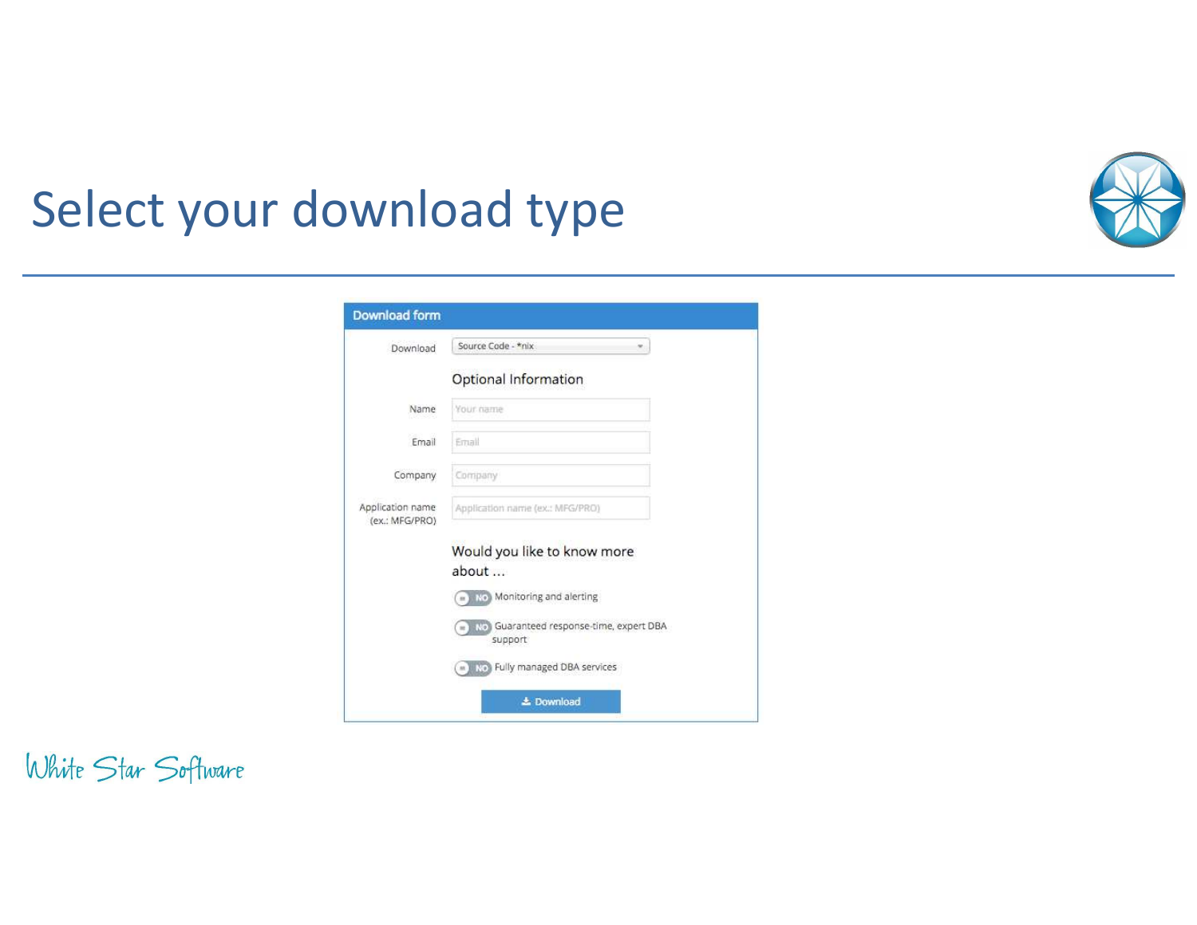# Select your download type

**Download form**

Download: Source Code - *nix

Optional Information

Name: Your name

Email: Email

Company: Company

Application name (ex.: MFG/PRO): Application name (ex.: MFG/PRO)

Would you like to know more about ...

- NO Monitoring and alerting
- NO Guaranteed response-time, expert DBA support
- NO Fully managed DBA services

Download

White Star Software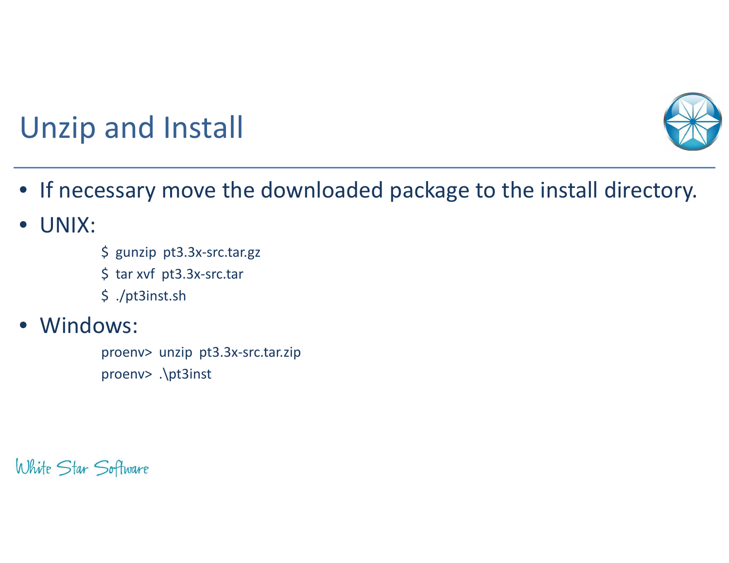# Unzip and Install

- If necessary move the downloaded package to the install directory.
- UNIX:

```
$ gunzip  pt3.3x-src.tar.gz
$ tar xvf  pt3.3x-src.tar
$ ./pt3inst.sh
```

- Windows:

```
proenv>  unzip  pt3.3x-src.tar.zip
proenv>  .\pt3inst
```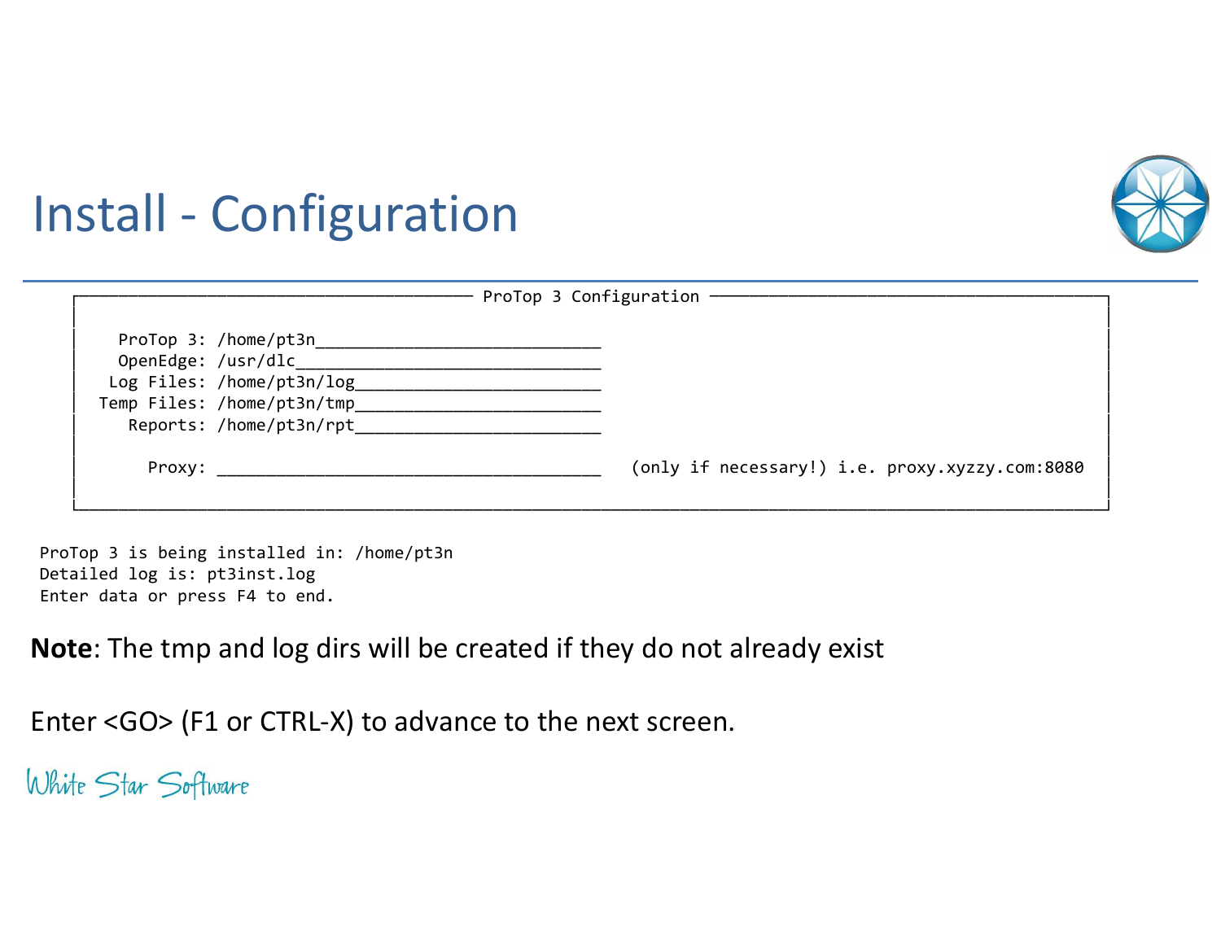# Install - Configuration

```
┌──────────────────────────────────── ProTop 3 Configuration ────────────────────────────────────┐
│                                                                                                  │
│    ProTop 3: /home/pt3n_____________________________                                             │
│    OpenEdge: /usr/dlc_______________________________                                             │
│   Log Files: /home/pt3n/log_________________________                                             │
│  Temp Files: /home/pt3n/tmp_________________________                                             │
│     Reports: /home/pt3n/rpt_________________________                                             │
│                                                                                                  │
│       Proxy: _______________________________________   (only if necessary!) i.e. proxy.xyzzy.com:8080 │
│                                                                                                  │
└──────────────────────────────────────────────────────────────────────────────────────────────────┘

ProTop 3 is being installed in: /home/pt3n
Detailed log is: pt3inst.log
Enter data or press F4 to end.
```

**Note**: The tmp and log dirs will be created if they do not already exist

Enter <GO> (F1 or CTRL-X) to advance to the next screen.

White Star Software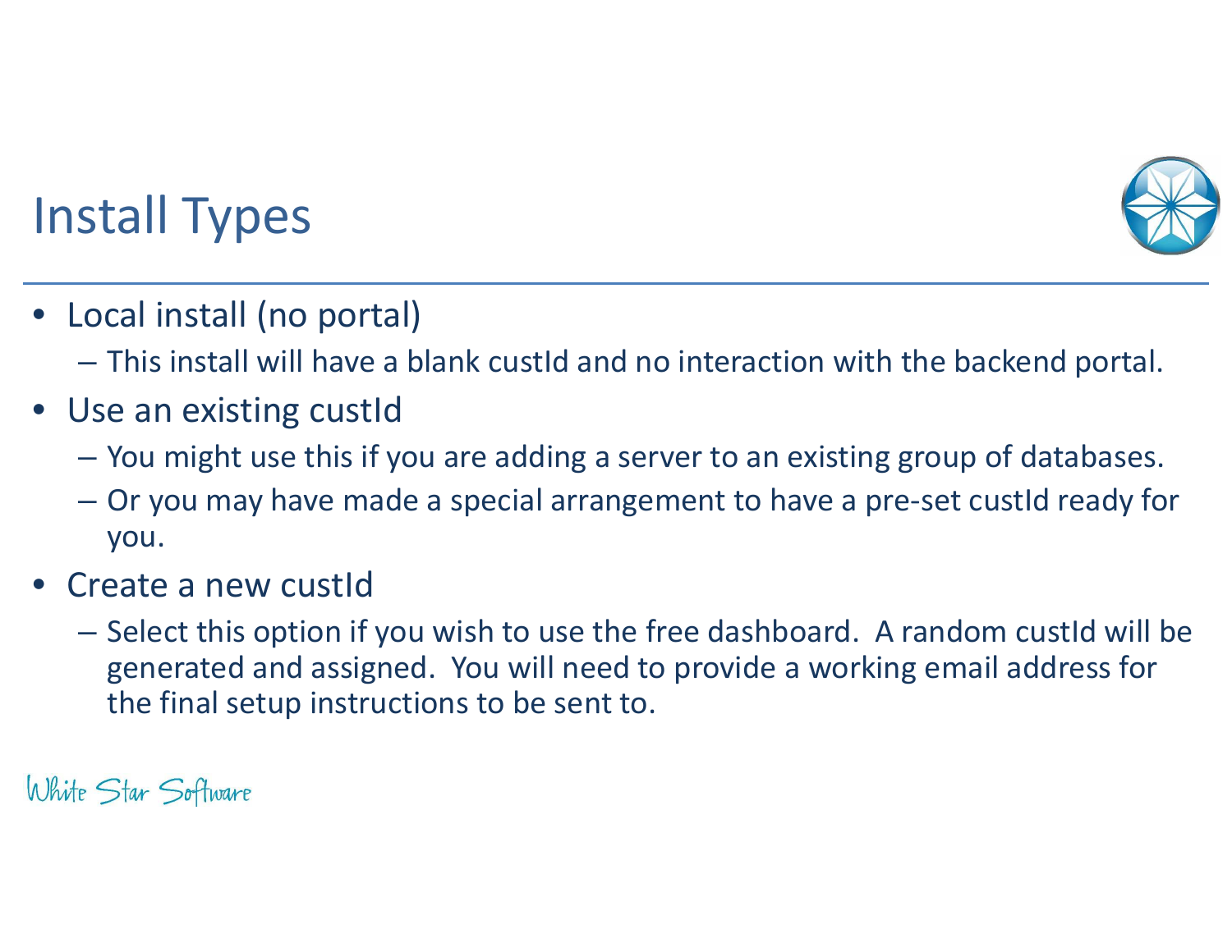# Install Types

- Local install (no portal)
  - This install will have a blank custId and no interaction with the backend portal.
- Use an existing custId
  - You might use this if you are adding a server to an existing group of databases.
  - Or you may have made a special arrangement to have a pre-set custId ready for you.
- Create a new custId
  - Select this option if you wish to use the free dashboard. A random custId will be generated and assigned. You will need to provide a working email address for the final setup instructions to be sent to.

White Star Software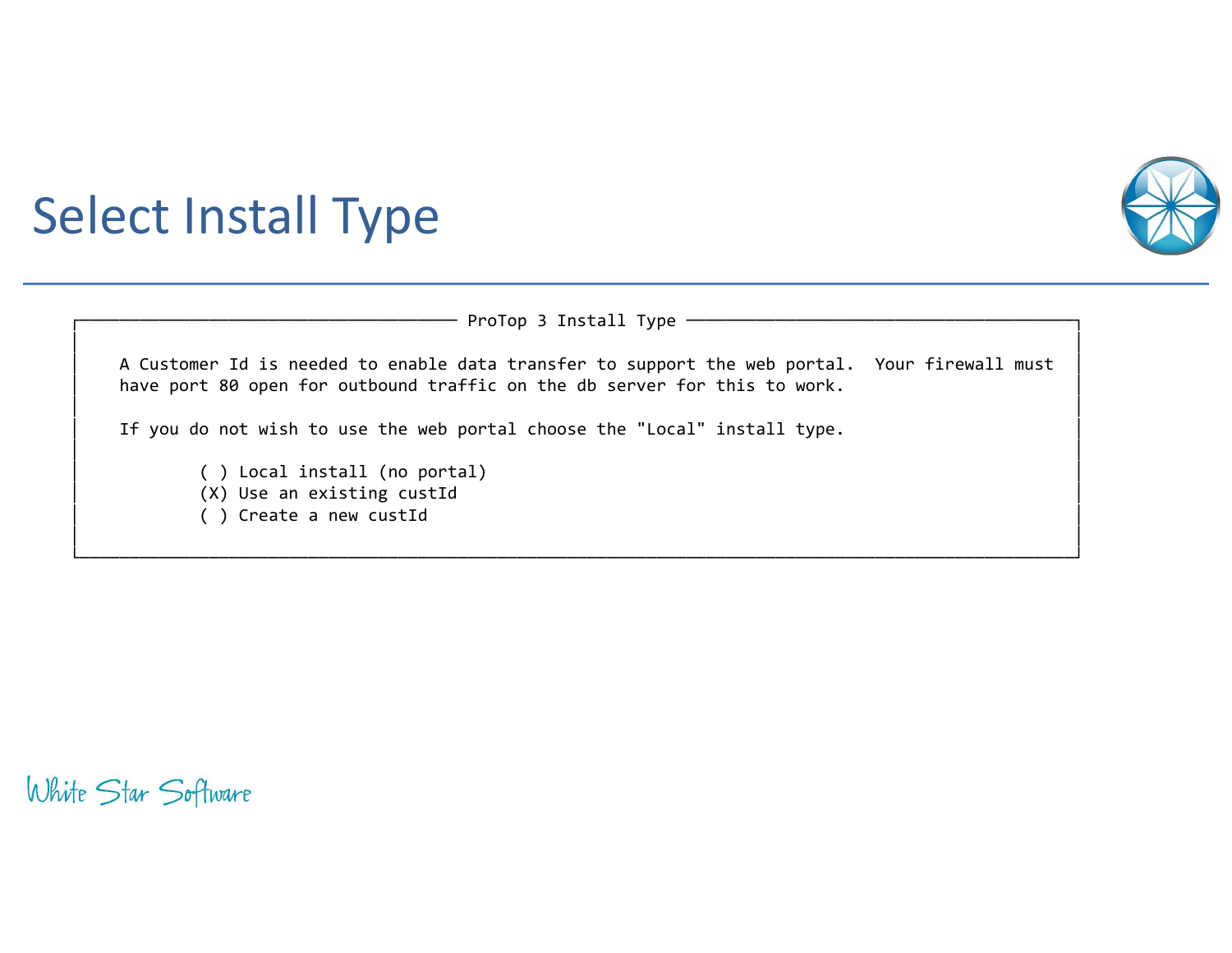# Select Install Type

```
┌─────────────────────────────── ProTop 3 Install Type ───────────────────────────────┐
│                                                                                      │
│   A Customer Id is needed to enable data transfer to support the web portal.  Your firewall must
│   have port 80 open for outbound traffic on the db server for this to work.          │
│                                                                                      │
│   If you do not wish to use the web portal choose the "Local" install type.          │
│                                                                                      │
│           ( ) Local install (no portal)                                              │
│           (X) Use an existing custId                                                 │
│           ( ) Create a new custId                                                    │
│                                                                                      │
└──────────────────────────────────────────────────────────────────────────────────────┘
```

White Star Software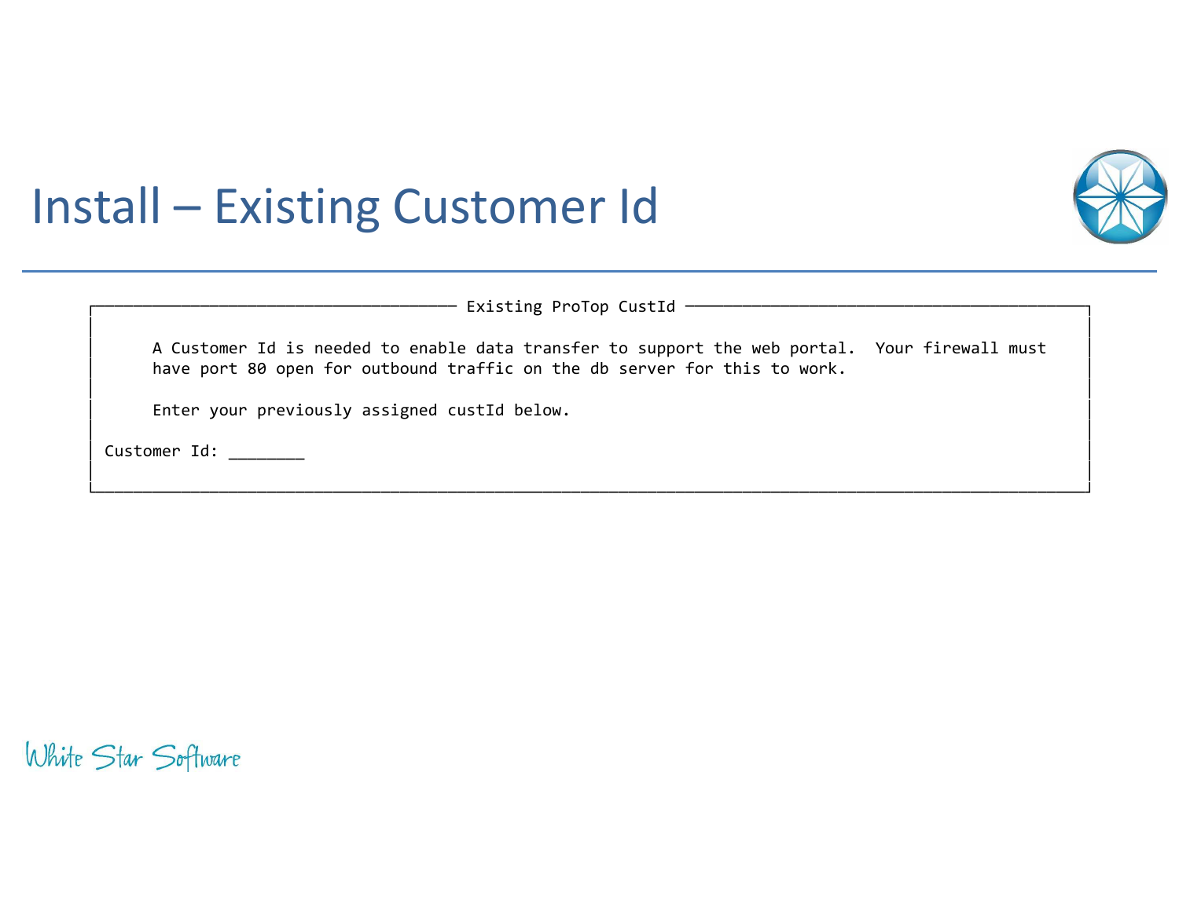# Install – Existing Customer Id

```
┌──────────────────────────────────────── Existing ProTop CustId ─────────────────────────────────────────┐
│                                                                                                          │
│      A Customer Id is needed to enable data transfer to support the web portal.  Your firewall must      │
│      have port 80 open for outbound traffic on the db server for this to work.                           │
│                                                                                                          │
│      Enter your previously assigned custId below.                                                        │
│                                                                                                          │
│ Customer Id: ________                                                                                    │
│                                                                                                          │
└──────────────────────────────────────────────────────────────────────────────────────────────────────────┘
```

White Star Software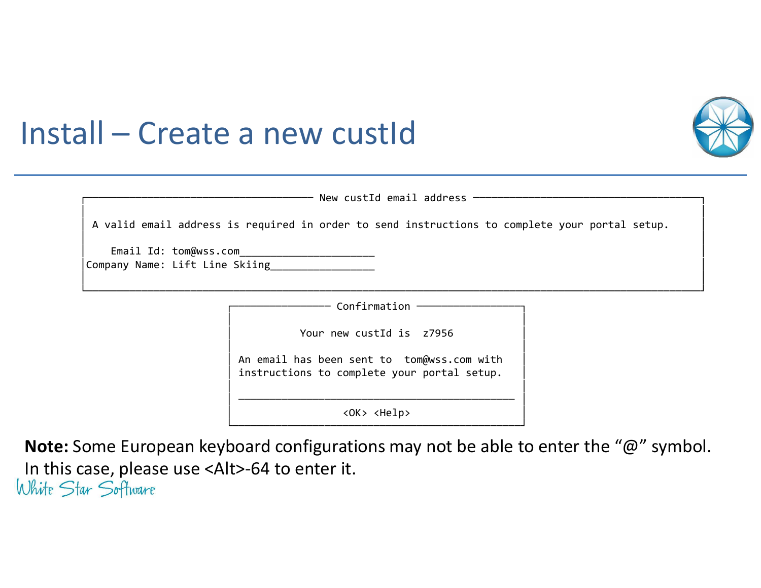# Install – Create a new custId

```
┌──────────────────────────────────── New custId email address ────────────────────────────────────┐
│                                                                                                   │
│ A valid email address is required in order to send instructions to complete your portal setup.   │
│                                                                                                   │
│     Email Id: tom@wss.com______________________                                                   │
│Company Name: Lift Line Skiing_________________                                                    │
│                                                                                                   │
└───────────────────────────────────────────────────────────────────────────────────────────────────┘
```

```
┌──────────────── Confirmation ────────────────┐
│                                              │
│          Your new custId is  z7956           │
│                                              │
│ An email has been sent to  tom@wss.com with  │
│ instructions to complete your portal setup.  │
│                                              │
│ ____________________________________________ │
│                                              │
│                 <OK> <Help>                  │
└──────────────────────────────────────────────┘
```

**Note:** Some European keyboard configurations may not be able to enter the "@" symbol. In this case, please use <Alt>-64 to enter it.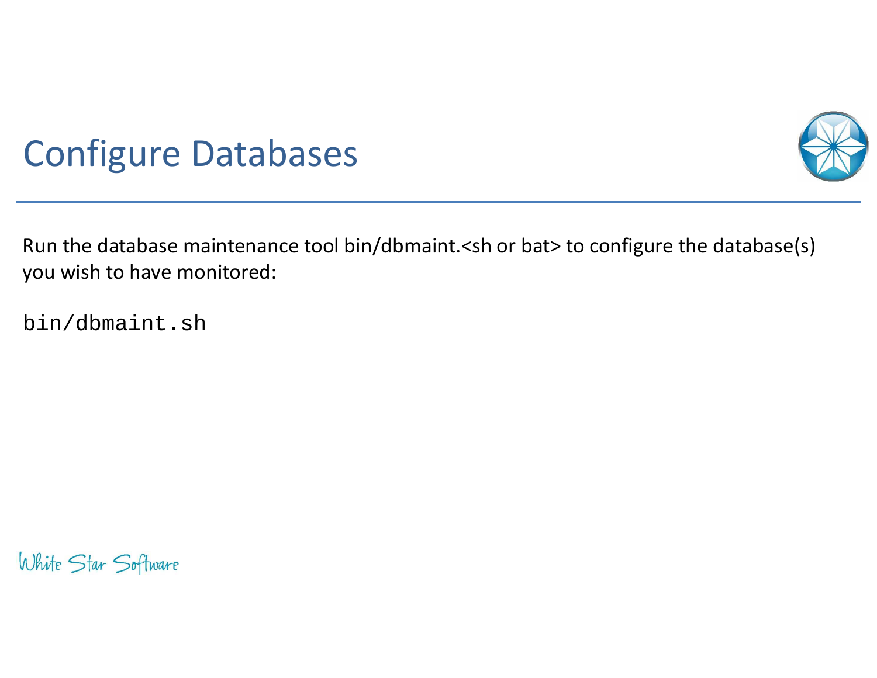# Configure Databases

Run the database maintenance tool bin/dbmaint.<sh or bat> to configure the database(s) you wish to have monitored:

```
bin/dbmaint.sh
```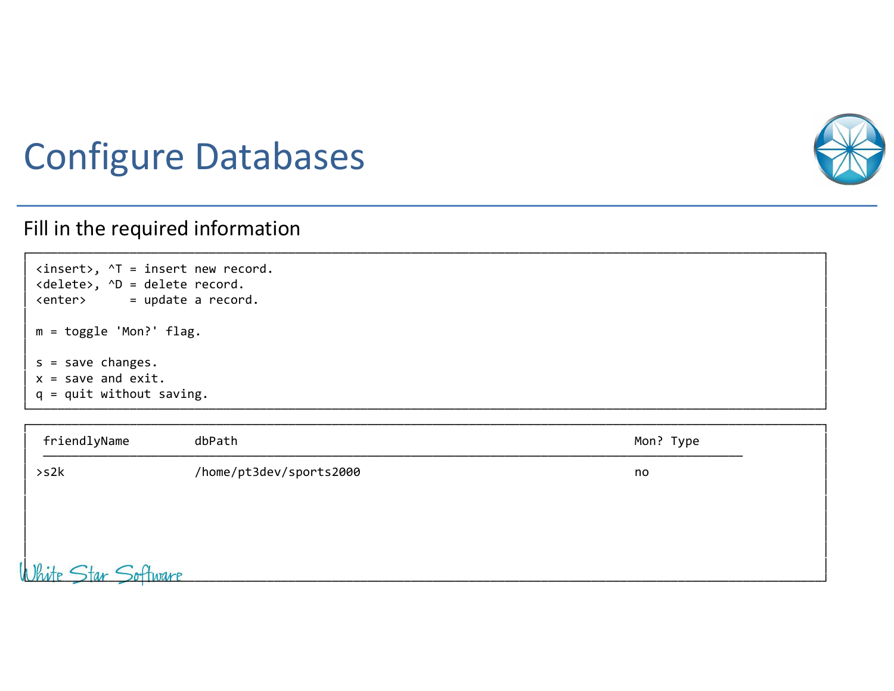# Configure Databases

Fill in the required information

```
<insert>, ^T = insert new record.
<delete>, ^D = delete record.
<enter>      = update a record.

m = toggle 'Mon?' flag.

s = save changes.
x = save and exit.
q = quit without saving.
```

```
 friendlyName         dbPath                                                        Mon? Type
 ──────────────────────────────────────────────────────────────────────────────────────────────
>s2k                  /home/pt3dev/sports2000                                       no
```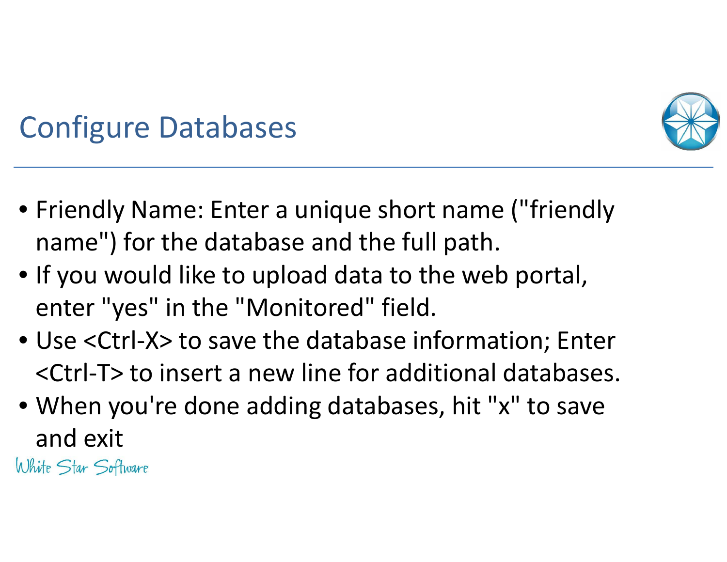# Configure Databases

- Friendly Name: Enter a unique short name ("friendly name") for the database and the full path.
- If you would like to upload data to the web portal, enter "yes" in the "Monitored" field.
- Use <Ctrl-X> to save the database information; Enter <Ctrl-T> to insert a new line for additional databases.
- When you're done adding databases, hit "x" to save and exit

White Star Software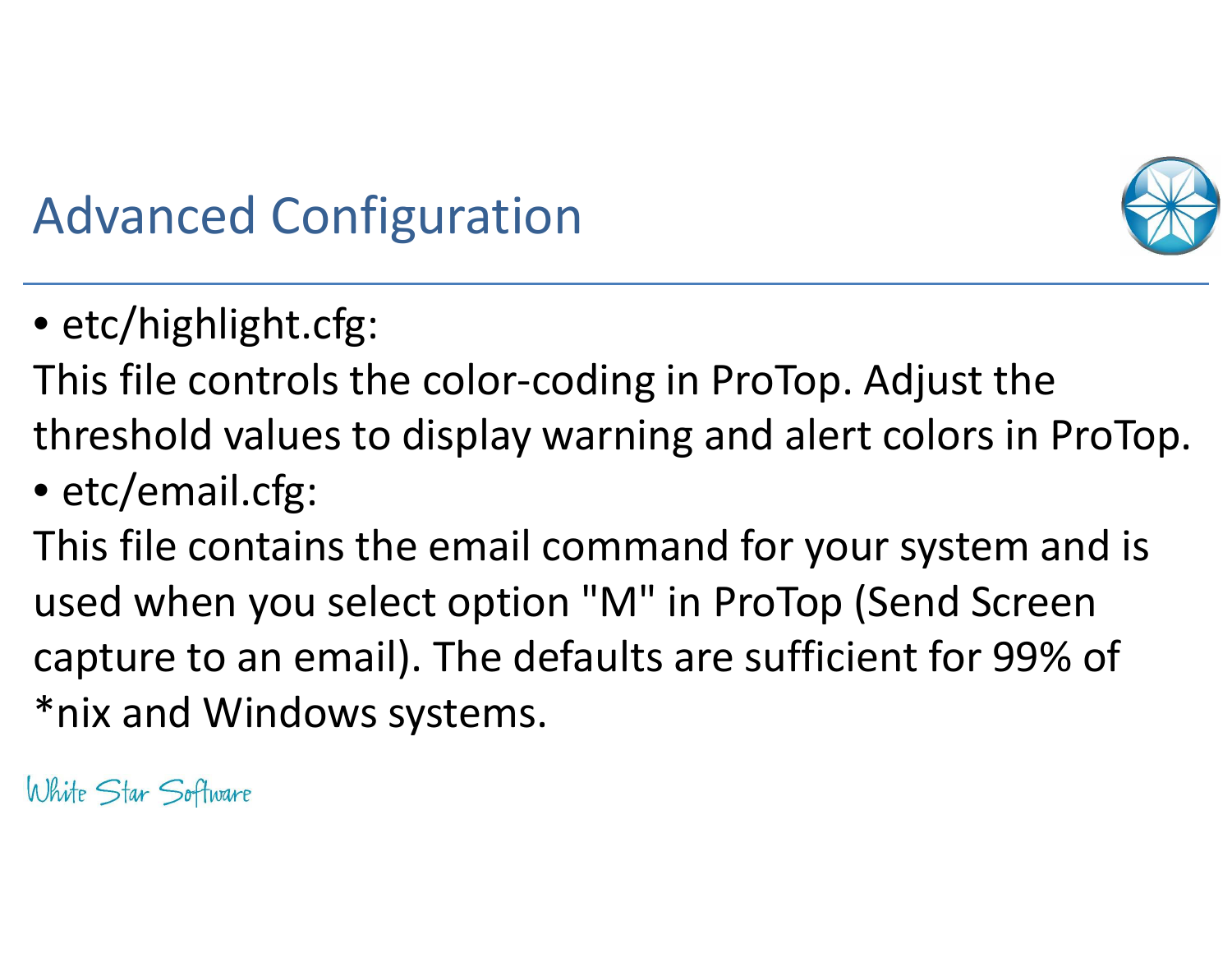# Advanced Configuration

- etc/highlight.cfg:

This file controls the color-coding in ProTop. Adjust the threshold values to display warning and alert colors in ProTop.

- etc/email.cfg:

This file contains the email command for your system and is used when you select option "M" in ProTop (Send Screen capture to an email). The defaults are sufficient for 99% of *nix and Windows systems.

White Star Software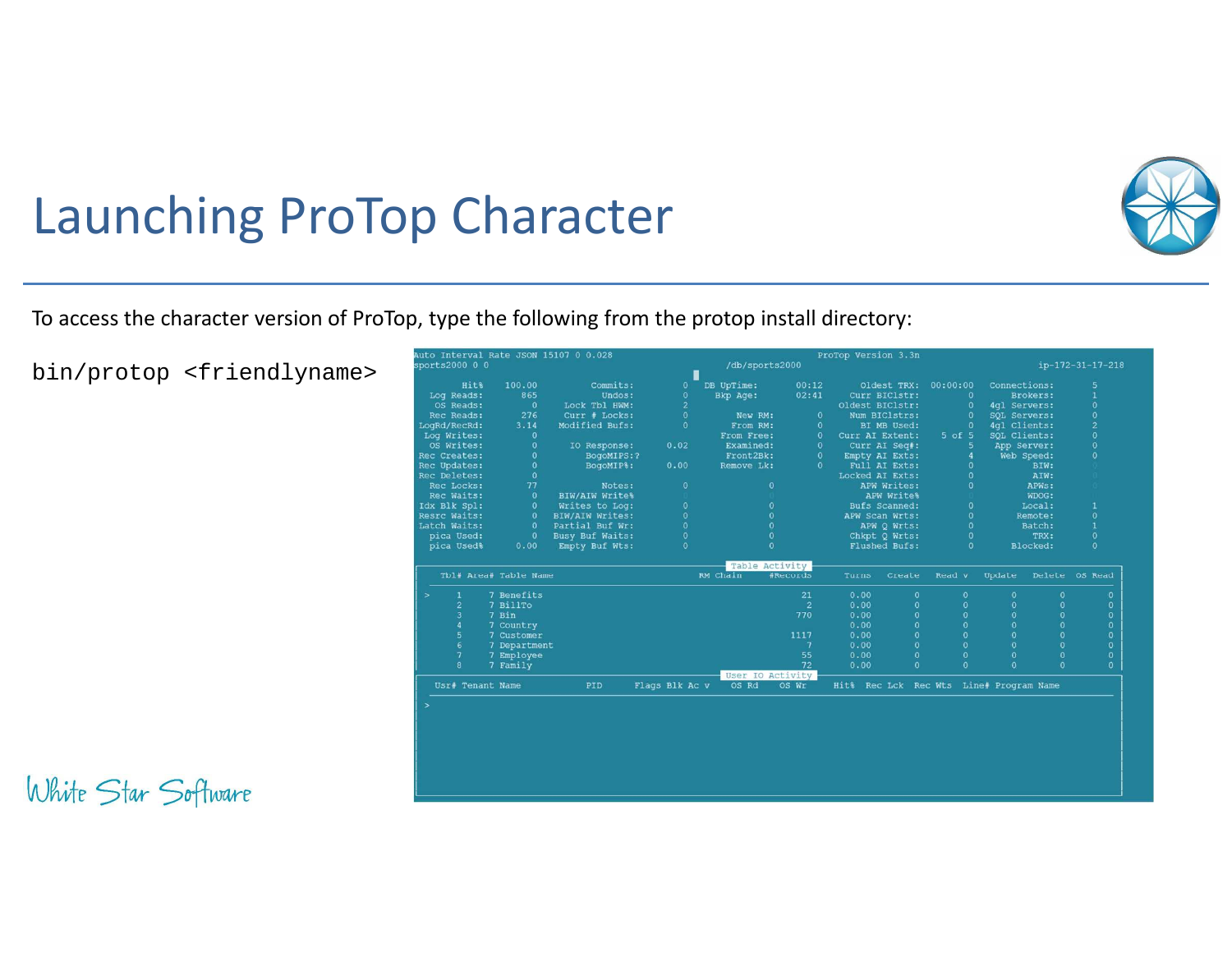# Launching ProTop Character

To access the character version of ProTop, type the following from the protop install directory:

```
bin/protop <friendlyname>
```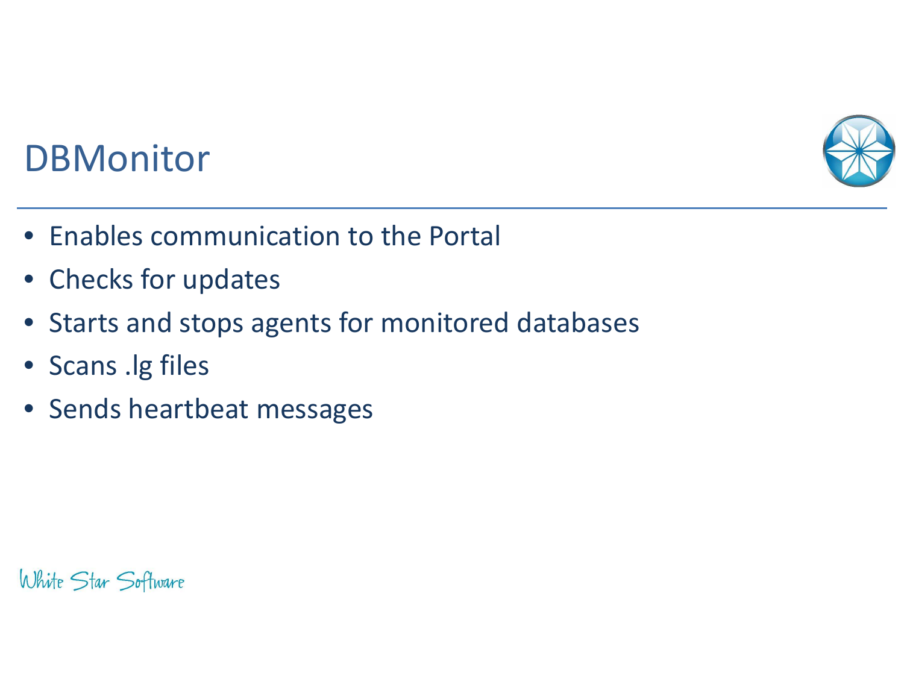# DBMonitor

- Enables communication to the Portal
- Checks for updates
- Starts and stops agents for monitored databases
- Scans .lg files
- Sends heartbeat messages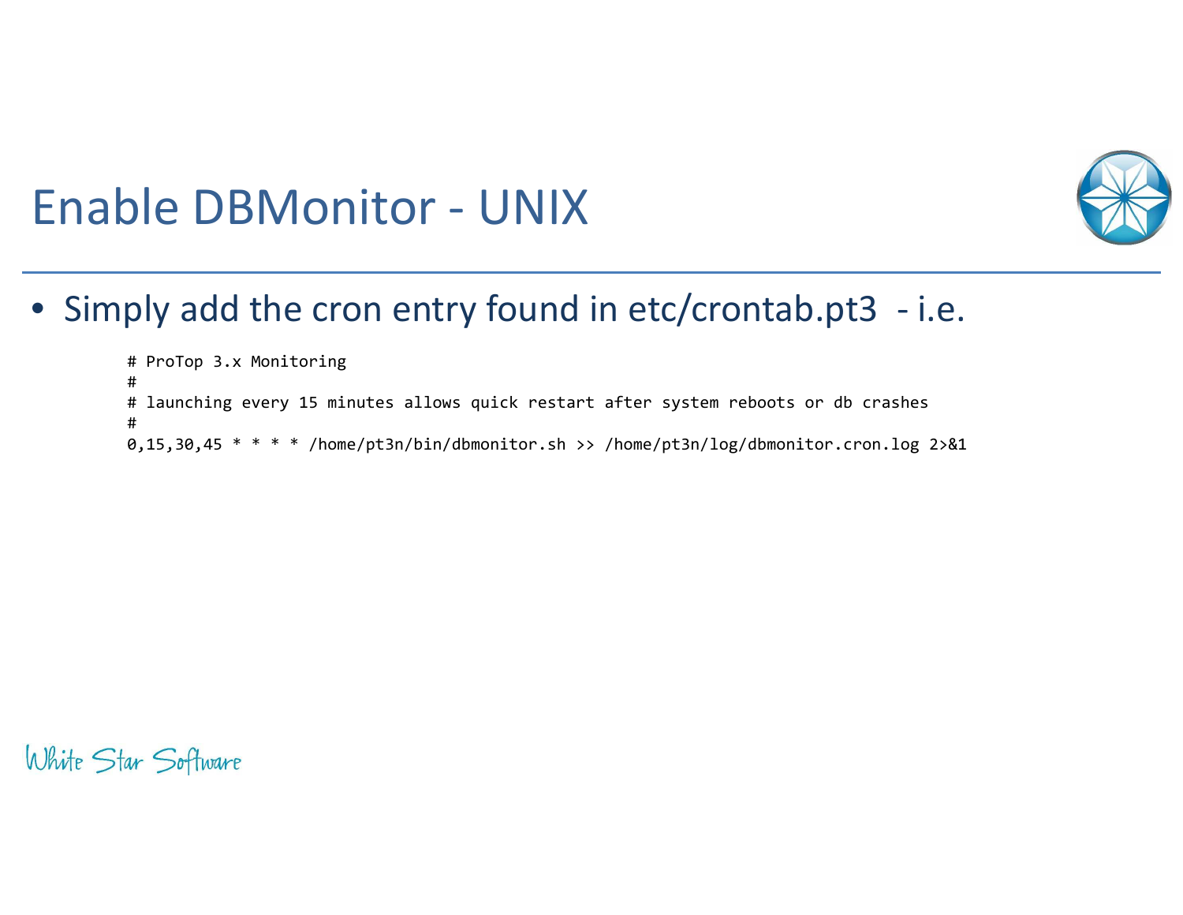# Enable DBMonitor - UNIX

- Simply add the cron entry found in etc/crontab.pt3 - i.e.

```
# ProTop 3.x Monitoring
#
# launching every 15 minutes allows quick restart after system reboots or db crashes
#
0,15,30,45 * * * * /home/pt3n/bin/dbmonitor.sh >> /home/pt3n/log/dbmonitor.cron.log 2>&1
```

White Star Software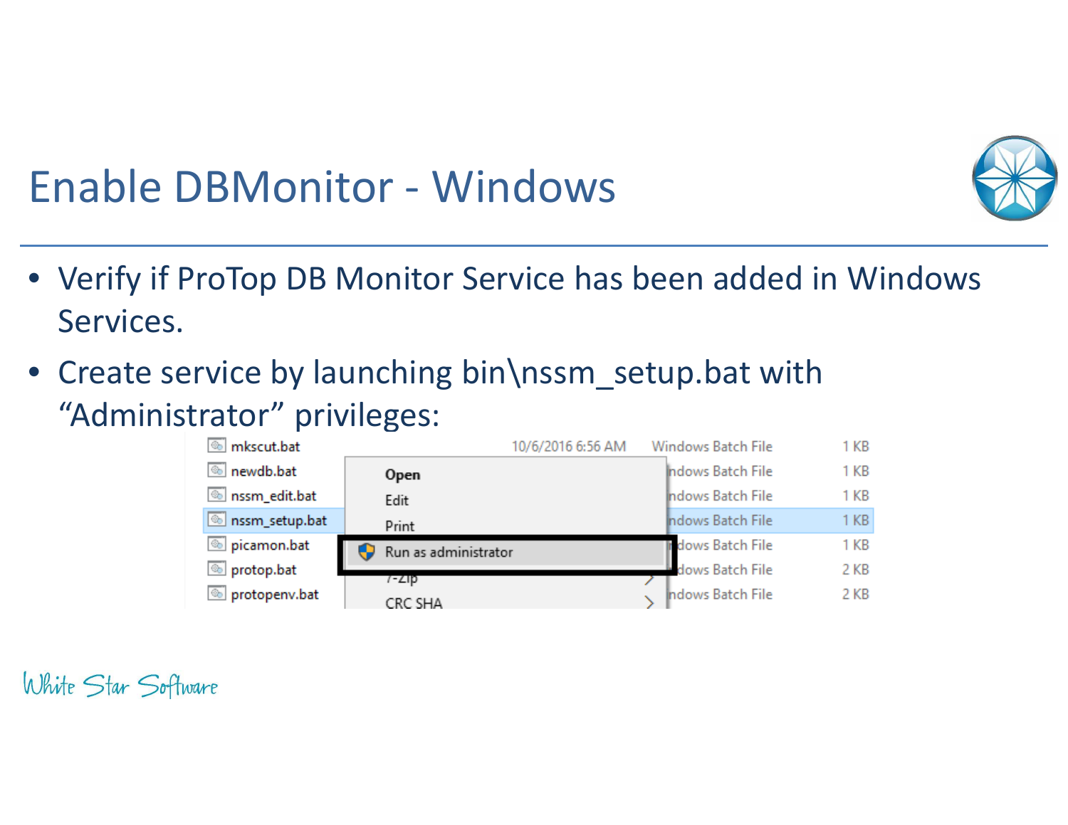# Enable DBMonitor - Windows

- Verify if ProTop DB Monitor Service has been added in Windows Services.
- Create service by launching bin\nssm_setup.bat with “Administrator” privileges: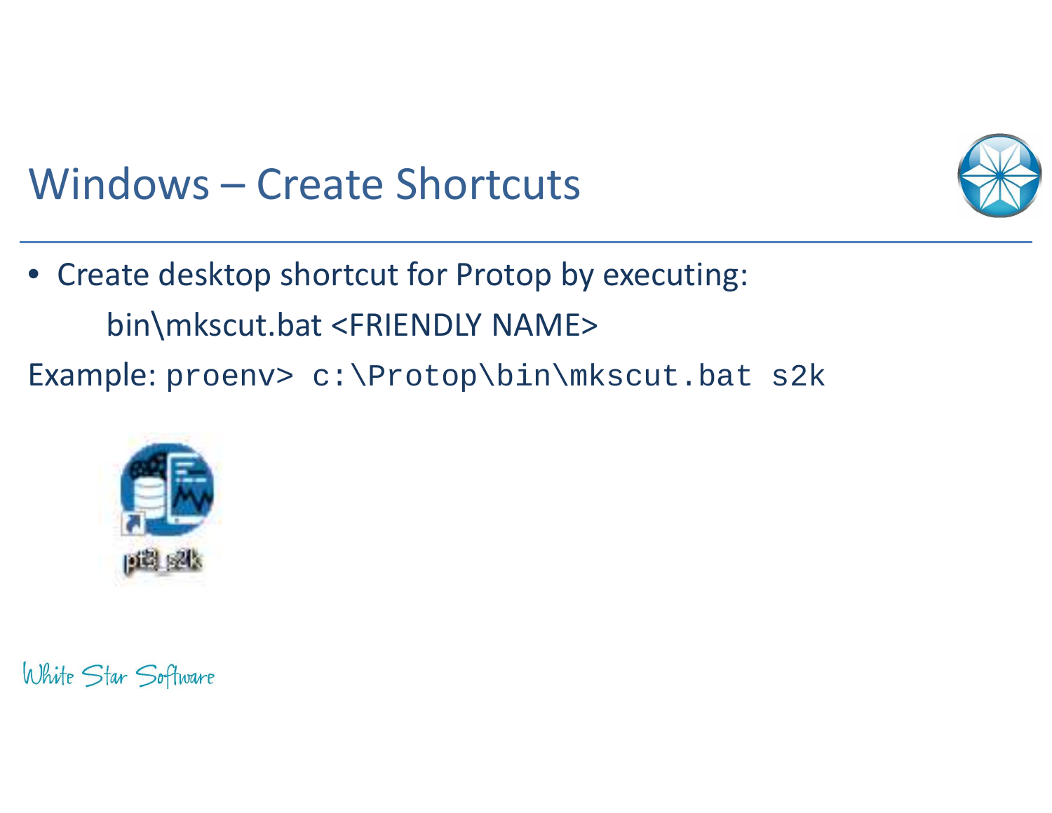# Windows – Create Shortcuts

- Create desktop shortcut for Protop by executing:

  bin\mkscut.bat <FRIENDLY NAME>

Example: `proenv> c:\Protop\bin\mkscut.bat s2k`

pt3_s2k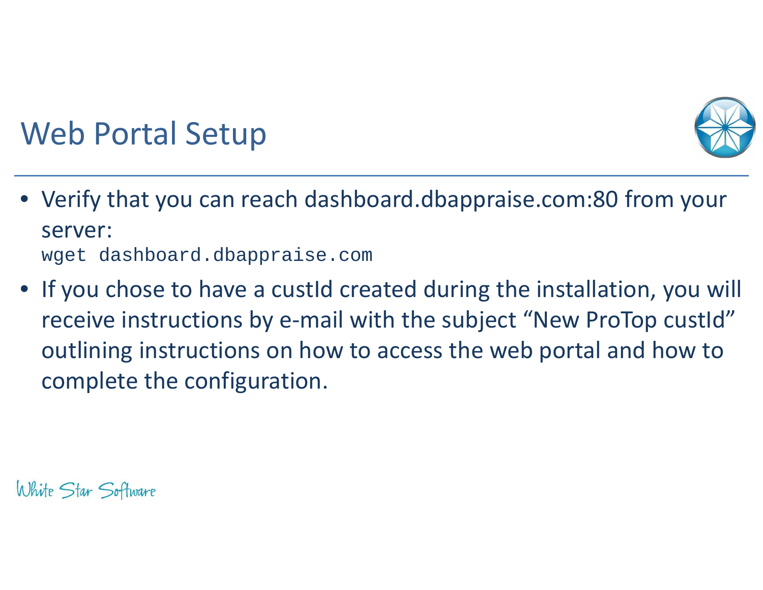# Web Portal Setup

- Verify that you can reach dashboard.dbappraise.com:80 from your server:
  ```
  wget dashboard.dbappraise.com
  ```
- If you chose to have a custId created during the installation, you will receive instructions by e-mail with the subject "New ProTop custId" outlining instructions on how to access the web portal and how to complete the configuration.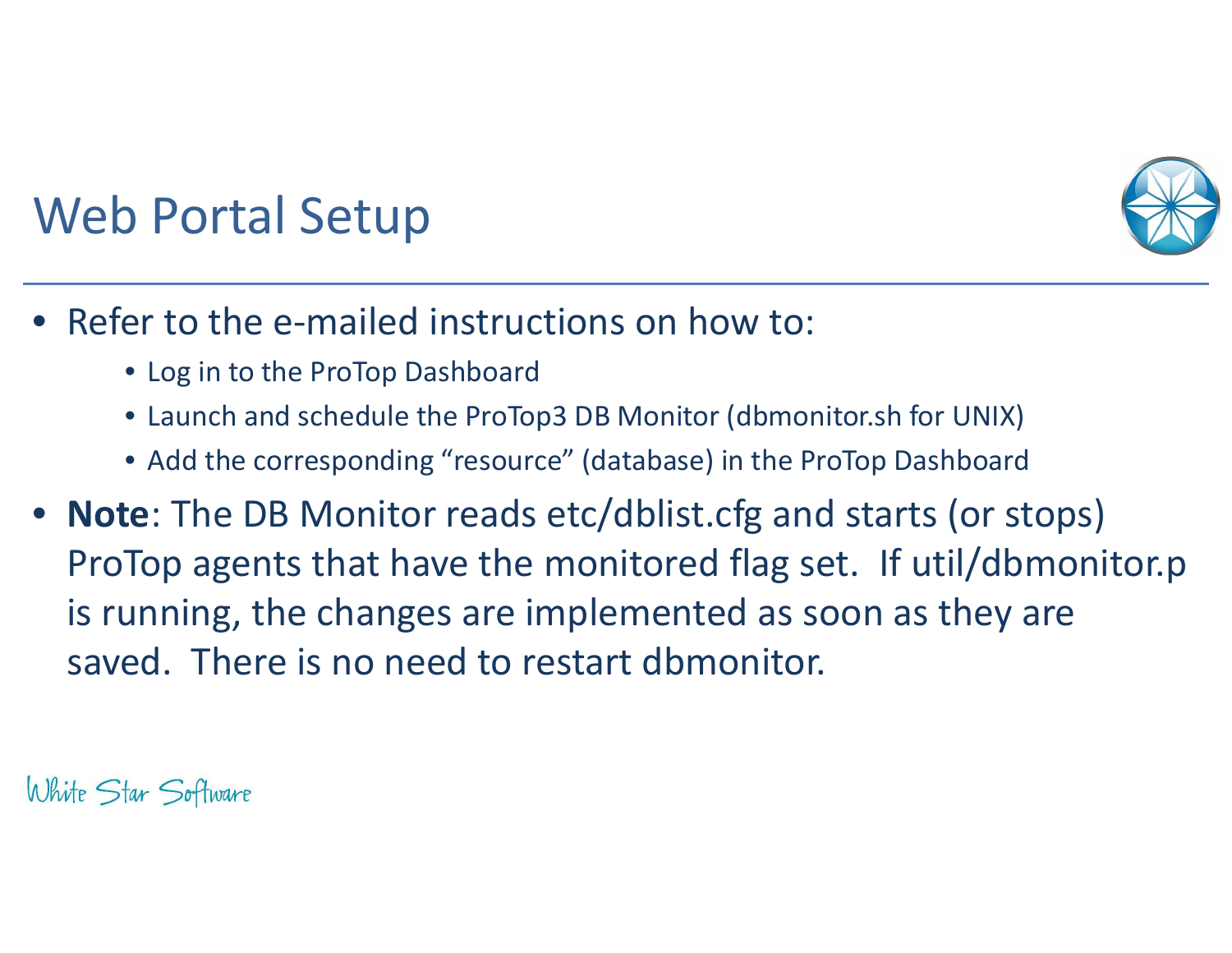# Web Portal Setup

- Refer to the e-mailed instructions on how to:
  - Log in to the ProTop Dashboard
  - Launch and schedule the ProTop3 DB Monitor (dbmonitor.sh for UNIX)
  - Add the corresponding "resource" (database) in the ProTop Dashboard
- **Note**: The DB Monitor reads etc/dblist.cfg and starts (or stops) ProTop agents that have the monitored flag set. If util/dbmonitor.p is running, the changes are implemented as soon as they are saved. There is no need to restart dbmonitor.

White Star Software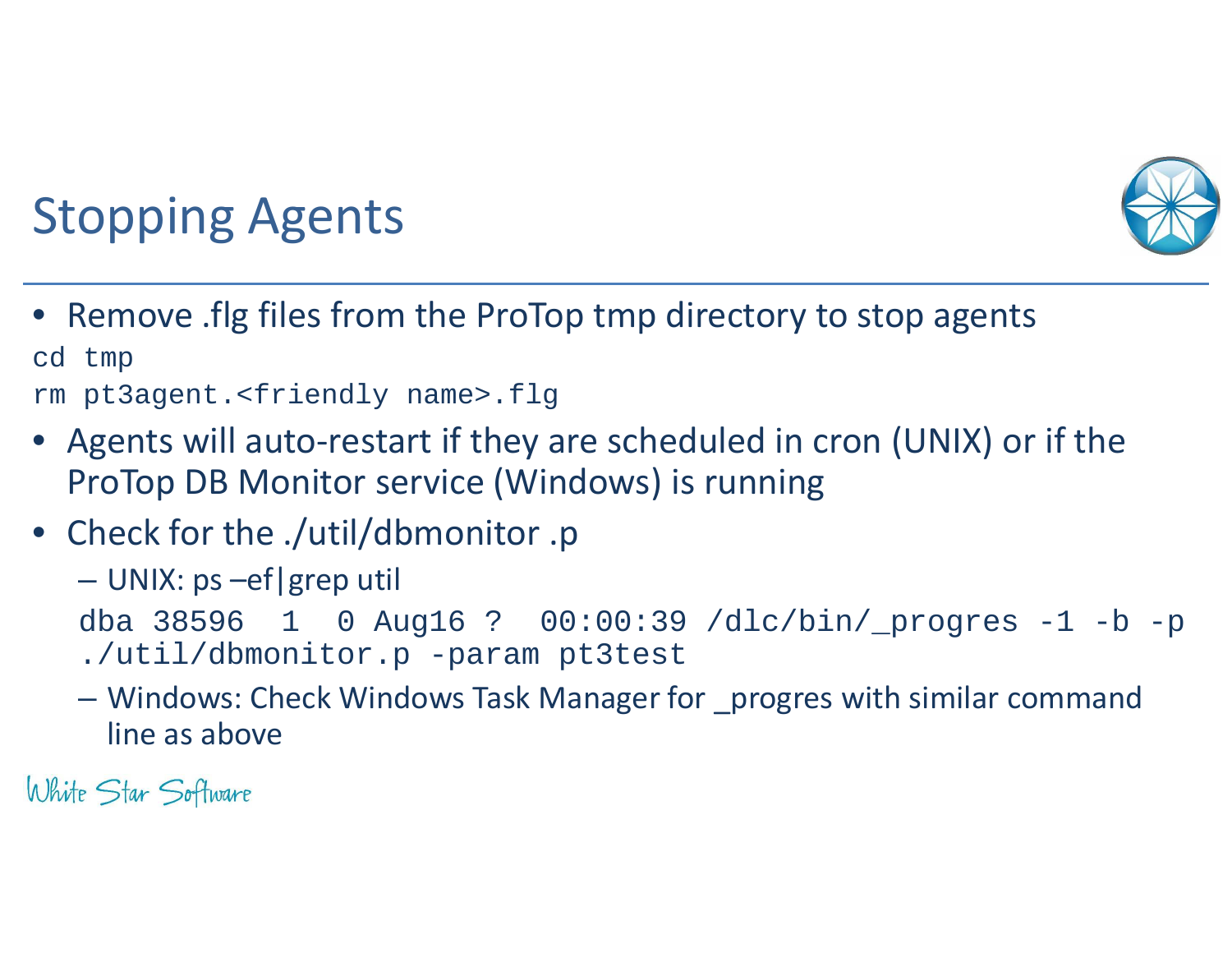# Stopping Agents

- Remove .flg files from the ProTop tmp directory to stop agents

```
cd tmp
rm pt3agent.<friendly name>.flg
```

- Agents will auto-restart if they are scheduled in cron (UNIX) or if the ProTop DB Monitor service (Windows) is running
- Check for the ./util/dbmonitor .p
  - UNIX: ps –ef|grep util

    ```
    dba 38596  1  0 Aug16 ?  00:00:39 /dlc/bin/_progres -1 -b -p
    ./util/dbmonitor.p -param pt3test
    ```

  - Windows: Check Windows Task Manager for _progres with similar command line as above

White Star Software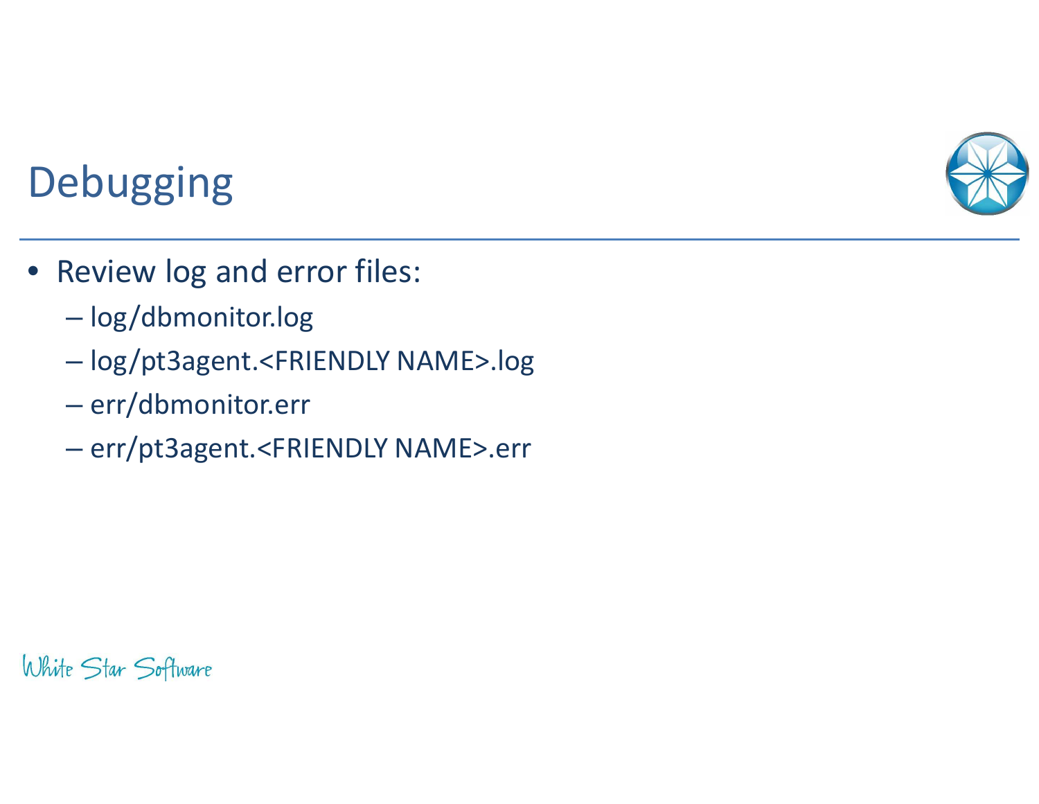# Debugging

- Review log and error files:
  - log/dbmonitor.log
  - log/pt3agent.<FRIENDLY NAME>.log
  - err/dbmonitor.err
  - err/pt3agent.<FRIENDLY NAME>.err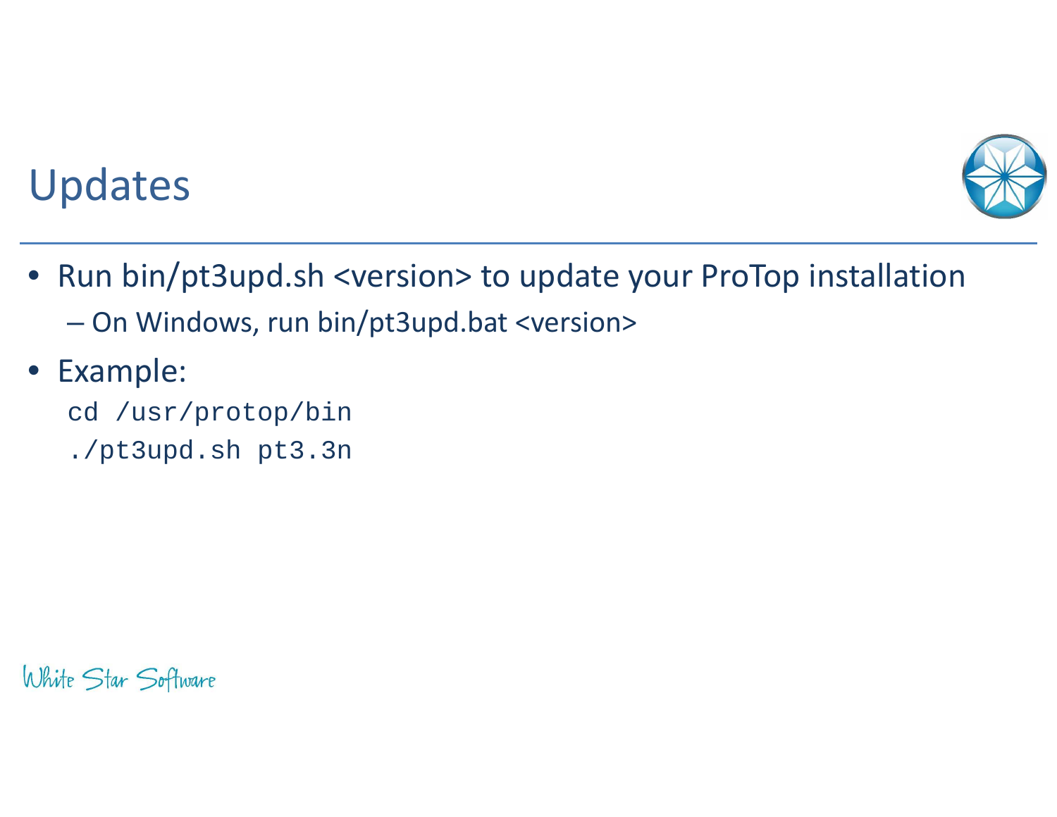# Updates

- Run bin/pt3upd.sh <version> to update your ProTop installation
  - On Windows, run bin/pt3upd.bat <version>
- Example:

```
cd /usr/protop/bin
./pt3upd.sh pt3.3n
```